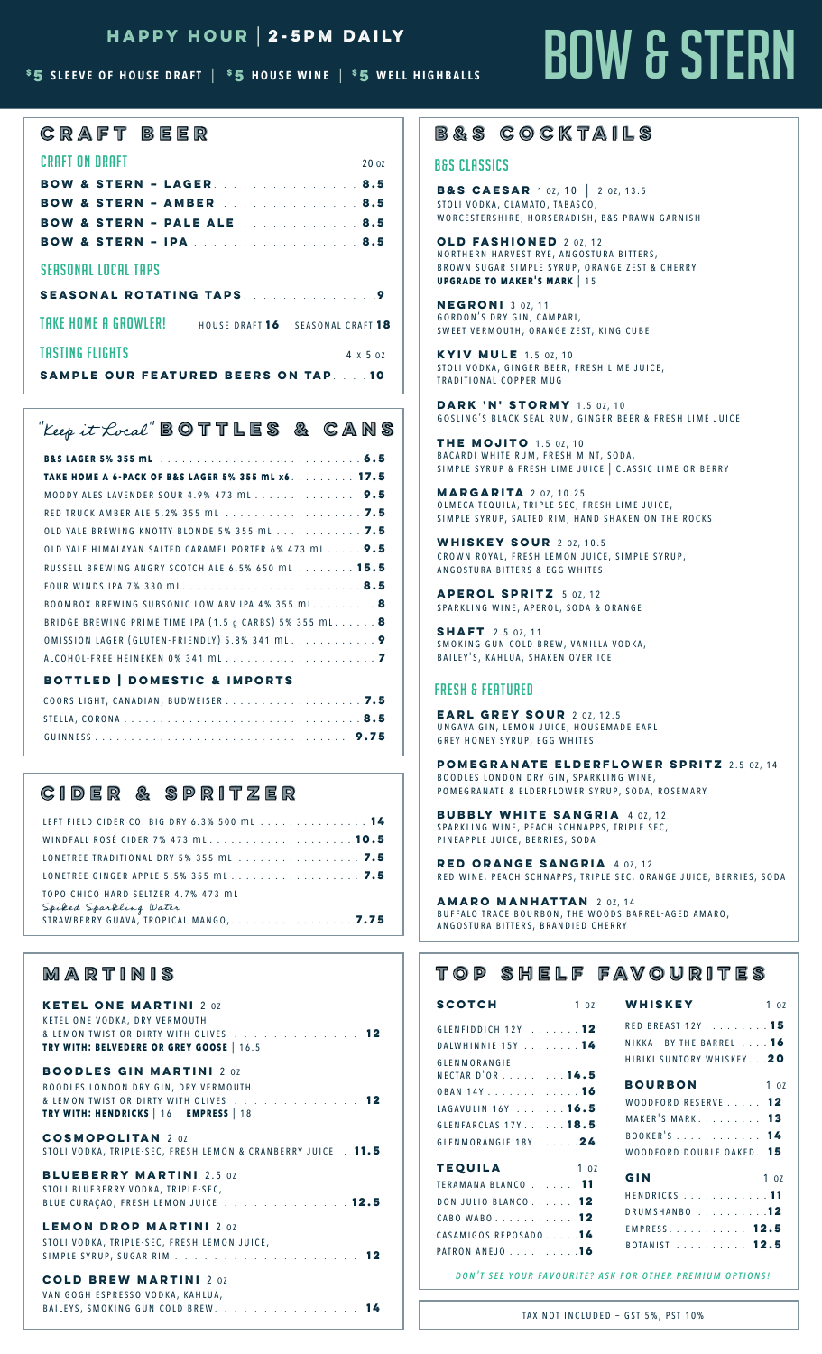# BOW & STERN

## HAPPY HOUR | 2-5PM DAILY

**$5 SLEEVE OF HOUSE DRAFT | $5 HOUSE WINE | $5 WELL HIGHBALLS**

## CRAFT BEER

### CRAFT ON DRAFT

20 oz

**BOW & STERN – LAGER** . . . . . . . . . . . . . . . **8.5**
**BOW & STERN – AMBER** . . . . . . . . . . . . . . **8.5**
**BOW & STERN – PALE ALE** . . . . . . . . . . . . **8.5**
**BOW & STERN – IPA** . . . . . . . . . . . . . . . . . **8.5**

### SEASONAL LOCAL TAPS

**SEASONAL ROTATING TAPS** . . . . . . . . . . . . . . **9**

### TAKE HOME A GROWLER!

HOUSE DRAFT **16** SEASONAL CRAFT **18**

### TASTING FLIGHTS

4 x 5 oz

**SAMPLE OUR FEATURED BEERS ON TAP** . . . . **10**

## "Keep it Local" BOTTLES & CANS

**B&S LAGER 5% 355 mL** . . . . . . . . . . . . . . . . . . . . . . . . . . . **6.5**
**TAKE HOME A 6-PACK OF B&S LAGER 5% 355 mL x6** . . . . . . . . **17.5**
MOODY ALES LAVENDER SOUR 4.9% 473 mL . . . . . . . . . . . . . **9.5**
RED TRUCK AMBER ALE 5.2% 355 mL . . . . . . . . . . . . . . . . . . . **7.5**
OLD YALE BREWING KNOTTY BLONDE 5% 355 mL . . . . . . . . . . . **7.5**
OLD YALE HIMALAYAN SALTED CARAMEL PORTER 6% 473 mL . . . . . **9.5**
RUSSELL BREWING ANGRY SCOTCH ALE 6.5% 650 mL . . . . . . . . **15.5**
FOUR WINDS IPA 7% 330 mL . . . . . . . . . . . . . . . . . . . . . . . . . **8.5**
BOOMBOX BREWING SUBSONIC LOW ABV IPA 4% 355 mL . . . . . . . . . **8**
BRIDGE BREWING PRIME TIME IPA (1.5 g CARBS) 5% 355 mL . . . . . . **8**
OMISSION LAGER (GLUTEN-FRIENDLY) 5.8% 341 mL . . . . . . . . . . . . **9**
ALCOHOL-FREE HEINEKEN 0% 341 mL . . . . . . . . . . . . . . . . . . . . . **7**

### BOTTLED | DOMESTIC & IMPORTS

COORS LIGHT, CANADIAN, BUDWEISER . . . . . . . . . . . . . . . . . . **7.5**
STELLA, CORONA . . . . . . . . . . . . . . . . . . . . . . . . . . . . . . . . . **8.5**
GUINNESS . . . . . . . . . . . . . . . . . . . . . . . . . . . . . . . . . . . . **9.75**

## CIDER & SPRITZER

LEFT FIELD CIDER CO. BIG DRY 6.3% 500 mL . . . . . . . . . . . . . . . **14**
WINDFALL ROSÉ CIDER 7% 473 mL . . . . . . . . . . . . . . . . . . . . **10.5**
LONETREE TRADITIONAL DRY 5% 355 mL . . . . . . . . . . . . . . . . . **7.5**
LONETREE GINGER APPLE 5.5% 355 mL . . . . . . . . . . . . . . . . . . **7.5**
TOPO CHICO HARD SELTZER 4.7% 473 mL
*Spiked Sparkling Water*
STRAWBERRY GUAVA, TROPICAL MANGO, . . . . . . . . . . . . . . . . . **7.75**

## MARTINIS

**KETEL ONE MARTINI** 2 oz
KETEL ONE VODKA, DRY VERMOUTH
& LEMON TWIST OR DIRTY WITH OLIVES . . . . . . . . . . . . . . **12**
**TRY WITH: BELVEDERE OR GREY GOOSE | 16.5**

**BOODLES GIN MARTINI** 2 oz
BOODLES LONDON DRY GIN, DRY VERMOUTH
& LEMON TWIST OR DIRTY WITH OLIVES . . . . . . . . . . . . . . **12**
**TRY WITH: HENDRICKS | 16 EMPRESS | 18**

**COSMOPOLITAN** 2 oz
STOLI VODKA, TRIPLE-SEC, FRESH LEMON & CRANBERRY JUICE . **11.5**

**BLUEBERRY MARTINI** 2.5 oz
STOLI BLUEBERRY VODKA, TRIPLE-SEC,
BLUE CURAÇAO, FRESH LEMON JUICE . . . . . . . . . . . . . . **12.5**

**LEMON DROP MARTINI** 2 oz
STOLI VODKA, TRIPLE-SEC, FRESH LEMON JUICE,
SIMPLE SYRUP, SUGAR RIM . . . . . . . . . . . . . . . . . . . . . . **12**

**COLD BREW MARTINI** 2 oz
VAN GOGH ESPRESSO VODKA, KAHLUA,
BAILEYS, SMOKING GUN COLD BREW. . . . . . . . . . . . . . . . **14**

## B&S COCKTAILS

### B&S CLASSICS

**B&S CAESAR** 1 oz, 10 | 2 oz, 13.5
STOLI VODKA, CLAMATO, TABASCO,
WORCESTERSHIRE, HORSERADISH, B&S PRAWN GARNISH

**OLD FASHIONED** 2 oz, 12
NORTHERN HARVEST RYE, ANGOSTURA BITTERS,
BROWN SUGAR SIMPLE SYRUP, ORANGE ZEST & CHERRY
**UPGRADE TO MAKER'S MARK | 15**

**NEGRONI** 3 oz, 11
GORDON'S DRY GIN, CAMPARI,
SWEET VERMOUTH, ORANGE ZEST, KING CUBE

**KYIV MULE** 1.5 oz, 10
STOLI VODKA, GINGER BEER, FRESH LIME JUICE,
TRADITIONAL COPPER MUG

**DARK 'N' STORMY** 1.5 oz, 10
GOSLING'S BLACK SEAL RUM, GINGER BEER & FRESH LIME JUICE

**THE MOJITO** 1.5 oz, 10
BACARDI WHITE RUM, FRESH MINT, SODA,
SIMPLE SYRUP & FRESH LIME JUICE | CLASSIC LIME OR BERRY

**MARGARITA** 2 oz, 10.25
OLMECA TEQUILA, TRIPLE SEC, FRESH LIME JUICE,
SIMPLE SYRUP, SALTED RIM, HAND SHAKEN ON THE ROCKS

**WHISKEY SOUR** 2 oz, 10.5
CROWN ROYAL, FRESH LEMON JUICE, SIMPLE SYRUP,
ANGOSTURA BITTERS & EGG WHITES

**APEROL SPRITZ** 5 oz, 12
SPARKLING WINE, APEROL, SODA & ORANGE

**SHAFT** 2.5 oz, 11
SMOKING GUN COLD BREW, VANILLA VODKA,
BAILEY'S, KAHLUA, SHAKEN OVER ICE

### FRESH & FEATURED

**EARL GREY SOUR** 2 oz, 12.5
UNGAVA GIN, LEMON JUICE, HOUSEMADE EARL
GREY HONEY SYRUP, EGG WHITES

**POMEGRANATE ELDERFLOWER SPRITZ** 2.5 oz, 14
BOODLES LONDON DRY GIN, SPARKLING WINE,
POMEGRANATE & ELDERFLOWER SYRUP, SODA, ROSEMARY

**BUBBLY WHITE SANGRIA** 4 oz, 12
SPARKLING WINE, PEACH SCHNAPPS, TRIPLE SEC,
PINEAPPLE JUICE, BERRIES, SODA

**RED ORANGE SANGRIA** 4 oz, 12
RED WINE, PEACH SCHNAPPS, TRIPLE SEC, ORANGE JUICE, BERRIES, SODA

**AMARO MANHATTAN** 2 oz, 14
BUFFALO TRACE BOURBON, THE WOODS BARREL-AGED AMARO,
ANGOSTURA BITTERS, BRANDIED CHERRY

## TOP SHELF FAVOURITES

### SCOTCH

1 oz

GLENFIDDICH 12Y . . . . . . . **12**
DALWHINNIE 15Y . . . . . . . . **14**
GLENMORANGIE NECTAR D'OR . . . . . . . . . **14.5**
OBAN 14Y . . . . . . . . . . . . . **16**
LAGAVULIN 16Y . . . . . . . **16.5**
GLENFARCLAS 17Y . . . . . . **18.5**
GLENMORANGIE 18Y . . . . . . **24**

### TEQUILA

1 oz

TERAMANA BLANCO . . . . . . **11**
DON JULIO BLANCO . . . . . . **12**
CABO WABO . . . . . . . . . . **12**
CASAMIGOS REPOSADO . . . . **14**
PATRON ANEJO . . . . . . . . . **16**

### WHISKEY

1 oz

RED BREAST 12Y . . . . . . . . . **15**
NIKKA - BY THE BARREL . . . . **16**
HIBIKI SUNTORY WHISKEY . . . **20**

### BOURBON

1 oz

WOODFORD RESERVE . . . . . **12**
MAKER'S MARK . . . . . . . . . **13**
BOOKER'S . . . . . . . . . . . . **14**
WOODFORD DOUBLE OAKED . **15**

### GIN

1 oz

HENDRICKS . . . . . . . . . . . . **11**
DRUMSHANBO . . . . . . . . . . **12**
EMPRESS . . . . . . . . . . . **12.5**
BOTANIST . . . . . . . . . . **12.5**

*DON'T SEE YOUR FAVOURITE? ASK FOR OTHER PREMIUM OPTIONS!*

TAX NOT INCLUDED – GST 5%, PST 10%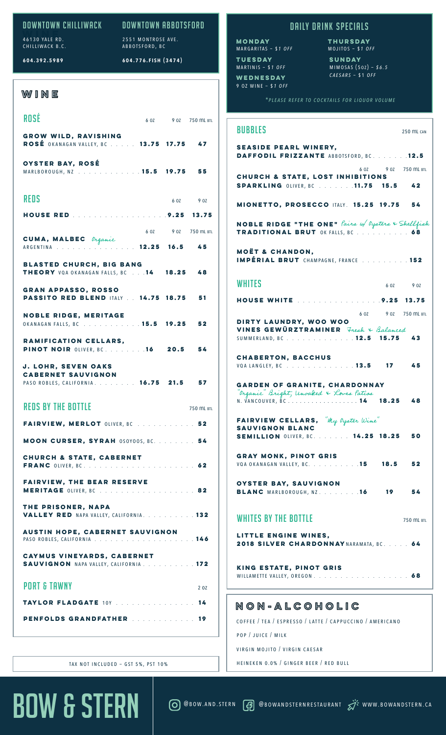## DOWNTOWN CHILLIWACK

46130 YALE RD.
CHILLIWACK B.C.

**604.392.5989**

## DOWNTOWN ABBOTSFORD

2551 MONTROSE AVE.
ABBOTSFORD, BC

**604.776.FISH (3474)**

# WINE

## ROSÉ

| | 6 OZ | 9 OZ | 750 ML BTL |
|---|---|---|---|
| **GROW WILD, RAVISHING ROSÉ** OKANAGAN VALLEY, BC | 13.75 | 17.75 | 47 |
| **OYSTER BAY, ROSÉ** MARLBOROUGH, NZ | 15.5 | 19.75 | 55 |

## REDS

| | 6 OZ | 9 OZ | |
|---|---|---|---|
| **HOUSE RED** | 9.25 | 13.75 | |

| | 6 OZ | 9 OZ | 750 ML BTL |
|---|---|---|---|
| **CUMA, MALBEC** *Organic* ARGENTINA | 12.25 | 16.5 | 45 |
| **BLASTED CHURCH, BIG BANG THEORY** VQA OKANAGAN FALLS, BC | 14 | 18.25 | 48 |
| **GRAN APPASSO, ROSSO PASSITO RED BLEND** ITALY | 14.75 | 18.75 | 51 |
| **NOBLE RIDGE, MERITAGE** OKANAGAN FALLS, BC | 15.5 | 19.25 | 52 |
| **RAMIFICATION CELLARS, PINOT NOIR** OLIVER, BC | 16 | 20.5 | 54 |
| **J. LOHR, SEVEN OAKS CABERNET SAUVIGNON** PASO ROBLES, CALIFORNIA | 16.75 | 21.5 | 57 |

## REDS BY THE BOTTLE

| | 750 ML BTL |
|---|---|
| **FAIRVIEW, MERLOT** OLIVER, BC | 52 |
| **MOON CURSER, SYRAH** OSOYOOS, BC. | 54 |
| **CHURCH & STATE, CABERNET FRANC** OLIVER, BC. | 62 |
| **FAIRVIEW, THE BEAR RESERVE MERITAGE** OLIVER, BC | 82 |
| **THE PRISONER, NAPA VALLEY RED** NAPA VALLEY, CALIFORNIA. | 132 |
| **AUSTIN HOPE, CABERNET SAUVIGNON** PASO ROBLES, CALIFORNIA | 146 |
| **CAYMUS VINEYARDS, CABERNET SAUVIGNON** NAPA VALLEY, CALIFORNIA | 172 |

## PORT & TAWNY

| | 2 OZ |
|---|---|
| **TAYLOR FLADGATE** 10Y | 14 |
| **PENFOLDS GRANDFATHER** | 19 |

TAX NOT INCLUDED – GST 5%, PST 10%

## DAILY DRINK SPECIALS

**MONDAY**
MARGARITAS – *$1 OFF*

**TUESDAY**
MARTINIS – *$1 OFF*

**WEDNESDAY**
9 OZ WINE – *$1 OFF*

**THURSDAY**
MOJITOS – *$1 OFF*

**SUNDAY**
MIMOSAS (5OZ) – *$6.5*
*CAESARS – $1 OFF*

*\*PLEASE REFER TO COCKTAILS FOR LIQUOR VOLUME*

## BUBBLES

| | 250 ML CAN |
|---|---|
| **SEASIDE PEARL WINERY, DAFFODIL FRIZZANTE** ABBOTSFORD, BC | 12.5 |

| | 6 OZ | 9 OZ | 750 ML BTL |
|---|---|---|---|
| **CHURCH & STATE, LOST INHIBITIONS SPARKLING** OLIVER, BC | 11.75 | 15.5 | 42 |
| **MIONETTO, PROSECCO** ITALY. | 15.25 | 19.75 | 54 |
| **NOBLE RIDGE "THE ONE"** *Pairs w/ Oysters & Shellfish* **TRADITIONAL BRUT** OK FALLS, BC | | | 68 |
| **MOËT & CHANDON, IMPÉRIAL BRUT** CHAMPAGNE, FRANCE | | | 152 |

## WHITES

| | 6 OZ | 9 OZ | |
|---|---|---|---|
| **HOUSE WHITE** | 9.25 | 13.75 | |

| | 6 OZ | 9 OZ | 750 ML BTL |
|---|---|---|---|
| **DIRTY LAUNDRY, WOO WOO VINES GEWÜRZTRAMINER** *Fresh & Balanced* SUMMERLAND, BC | 12.5 | 15.75 | 43 |
| **CHABERTON, BACCHUS** VQA LANGLEY, BC | 13.5 | 17 | 45 |
| **GARDEN OF GRANITE, CHARDONNAY** *"Organic" Bright, Unoaked & Loves Patios* N. VANCOUVER, BC | 14 | 18.25 | 48 |
| **FAIRVIEW CELLARS,** *"My Oyster Wine"* **SAUVIGNON BLANC SEMILLION** OLIVER, BC. | 14.25 | 18.25 | 50 |
| **GRAY MONK, PINOT GRIS** VQA OKANAGAN VALLEY, BC. | 15 | 18.5 | 52 |
| **OYSTER BAY, SAUVIGNON BLANC** MARLBOROUGH, NZ | 16 | 19 | 54 |

## WHITES BY THE BOTTLE

| | 750 ML BTL |
|---|---|
| **LITTLE ENGINE WINES, 2018 SILVER CHARDONNAY** NARAMATA, BC. | 64 |
| **KING ESTATE, PINOT GRIS** WILLAMETTE VALLEY, OREGON | 68 |

# NON-ALCOHOLIC

COFFEE / TEA / ESPRESSO / LATTE / CAPPUCCINO / AMERICANO

POP / JUICE / MILK

VIRGIN MOJITO / VIRGIN CAESAR

HEINEKEN 0.0% / GINGER BEER / RED BULL

# BOW & STERN

@BOW.AND.STERN @BOWANDSTERNRESTAURANT WWW.BOWANDSTERN.CA